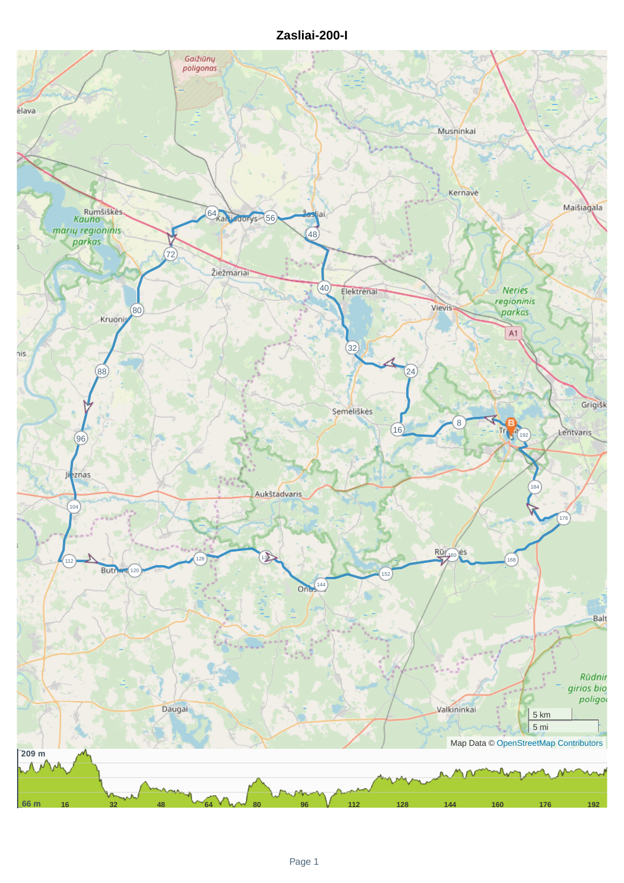# Zasliai-200-I

Map Data © OpenStreetMap Contributors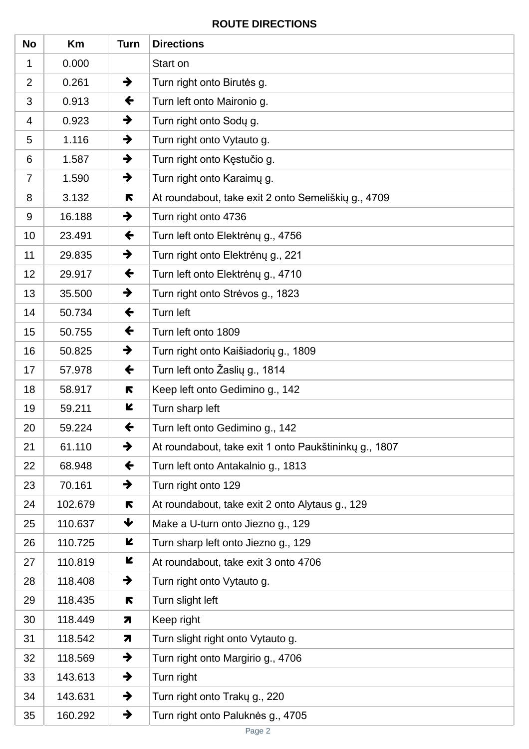**ROUTE DIRECTIONS**

| No | Km | Turn | Directions |
|---|---|---|---|
| 1 | 0.000 | | Start on |
| 2 | 0.261 | → | Turn right onto Birutės g. |
| 3 | 0.913 | ← | Turn left onto Maironio g. |
| 4 | 0.923 | → | Turn right onto Sodų g. |
| 5 | 1.116 | → | Turn right onto Vytauto g. |
| 6 | 1.587 | → | Turn right onto Kęstučio g. |
| 7 | 1.590 | → | Turn right onto Karaimų g. |
| 8 | 3.132 | ↖ | At roundabout, take exit 2 onto Semeliškių g., 4709 |
| 9 | 16.188 | → | Turn right onto 4736 |
| 10 | 23.491 | ← | Turn left onto Elektrėnų g., 4756 |
| 11 | 29.835 | → | Turn right onto Elektrėnų g., 221 |
| 12 | 29.917 | ← | Turn left onto Elektrėnų g., 4710 |
| 13 | 35.500 | → | Turn right onto Strėvos g., 1823 |
| 14 | 50.734 | ← | Turn left |
| 15 | 50.755 | ← | Turn left onto 1809 |
| 16 | 50.825 | → | Turn right onto Kaišiadorių g., 1809 |
| 17 | 57.978 | ← | Turn left onto Žaslių g., 1814 |
| 18 | 58.917 | ↖ | Keep left onto Gedimino g., 142 |
| 19 | 59.211 | ↙ | Turn sharp left |
| 20 | 59.224 | ← | Turn left onto Gedimino g., 142 |
| 21 | 61.110 | → | At roundabout, take exit 1 onto Paukštininkų g., 1807 |
| 22 | 68.948 | ← | Turn left onto Antakalnio g., 1813 |
| 23 | 70.161 | → | Turn right onto 129 |
| 24 | 102.679 | ↖ | At roundabout, take exit 2 onto Alytaus g., 129 |
| 25 | 110.637 | ↓ | Make a U-turn onto Jiezno g., 129 |
| 26 | 110.725 | ↙ | Turn sharp left onto Jiezno g., 129 |
| 27 | 110.819 | ↙ | At roundabout, take exit 3 onto 4706 |
| 28 | 118.408 | → | Turn right onto Vytauto g. |
| 29 | 118.435 | ↖ | Turn slight left |
| 30 | 118.449 | ↗ | Keep right |
| 31 | 118.542 | ↗ | Turn slight right onto Vytauto g. |
| 32 | 118.569 | → | Turn right onto Margirio g., 4706 |
| 33 | 143.613 | → | Turn right |
| 34 | 143.631 | → | Turn right onto Trakų g., 220 |
| 35 | 160.292 | → | Turn right onto Paluknės g., 4705 |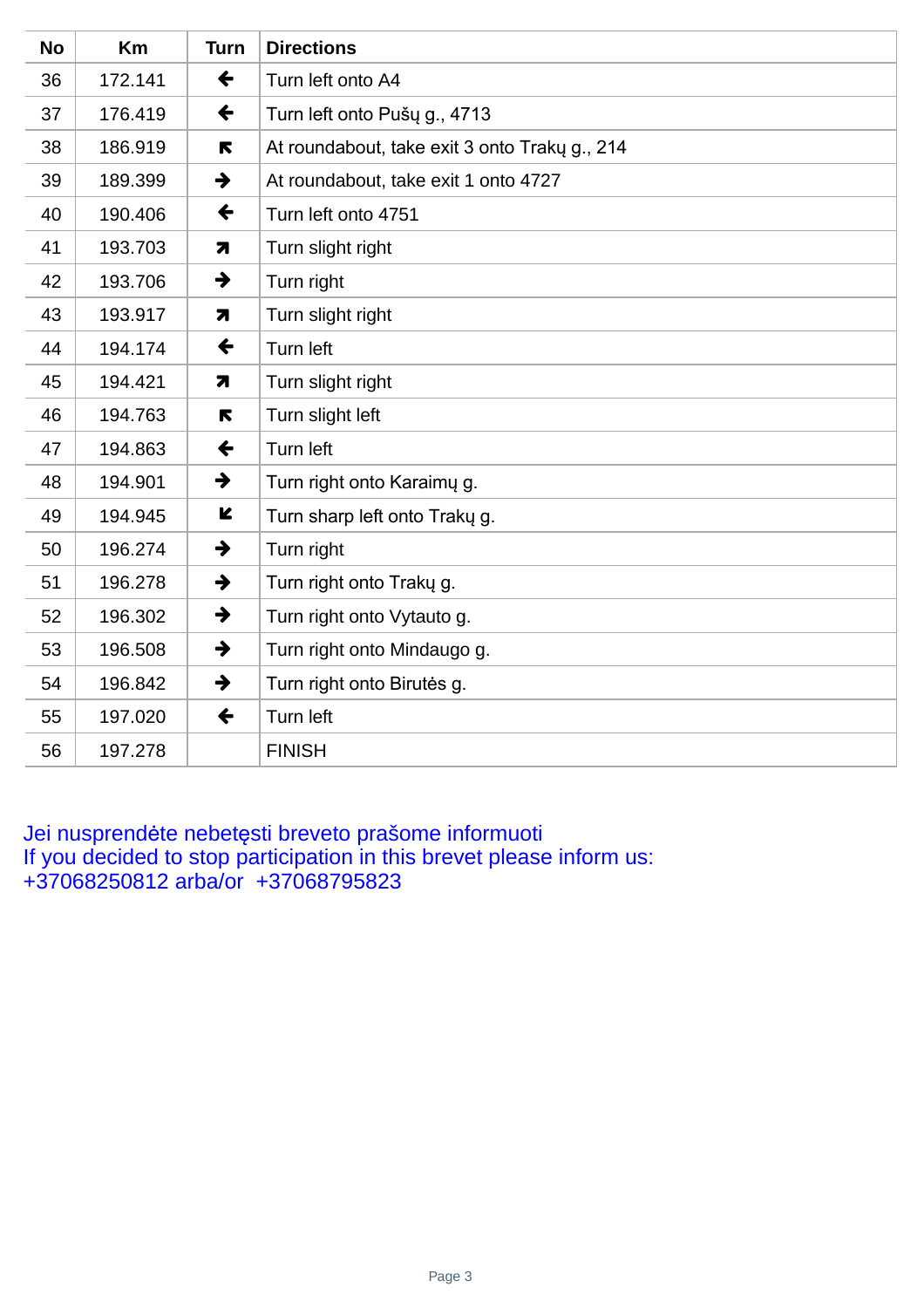| No | Km | Turn | Directions |
|---|---|---|---|
| 36 | 172.141 | ← | Turn left onto A4 |
| 37 | 176.419 | ← | Turn left onto Pušų g., 4713 |
| 38 | 186.919 | ↖ | At roundabout, take exit 3 onto Trakų g., 214 |
| 39 | 189.399 | → | At roundabout, take exit 1 onto 4727 |
| 40 | 190.406 | ← | Turn left onto 4751 |
| 41 | 193.703 | ↗ | Turn slight right |
| 42 | 193.706 | → | Turn right |
| 43 | 193.917 | ↗ | Turn slight right |
| 44 | 194.174 | ← | Turn left |
| 45 | 194.421 | ↗ | Turn slight right |
| 46 | 194.763 | ↖ | Turn slight left |
| 47 | 194.863 | ← | Turn left |
| 48 | 194.901 | → | Turn right onto Karaimų g. |
| 49 | 194.945 | ↙ | Turn sharp left onto Trakų g. |
| 50 | 196.274 | → | Turn right |
| 51 | 196.278 | → | Turn right onto Trakų g. |
| 52 | 196.302 | → | Turn right onto Vytauto g. |
| 53 | 196.508 | → | Turn right onto Mindaugo g. |
| 54 | 196.842 | → | Turn right onto Birutės g. |
| 55 | 197.020 | ← | Turn left |
| 56 | 197.278 | | FINISH |

Jei nusprendėte nebetęsti breveto prašome informuoti
If you decided to stop participation in this brevet please inform us:
+37068250812 arba/or +37068795823